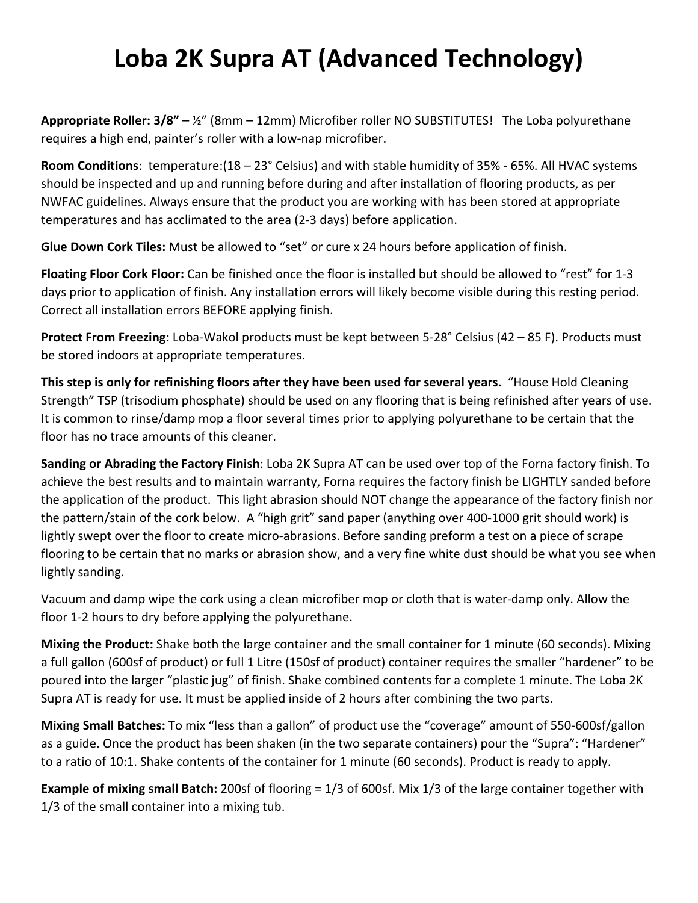# Loba 2K Supra AT (Advanced Technology)

**Appropriate Roller: 3/8"** – ½" (8mm – 12mm) Microfiber roller NO SUBSTITUTES! The Loba polyurethane requires a high end, painter's roller with a low-nap microfiber.

**Room Conditions**: temperature:(18 – 23° Celsius) and with stable humidity of 35% - 65%. All HVAC systems should be inspected and up and running before during and after installation of flooring products, as per NWFAC guidelines. Always ensure that the product you are working with has been stored at appropriate temperatures and has acclimated to the area (2-3 days) before application.

**Glue Down Cork Tiles:** Must be allowed to "set" or cure x 24 hours before application of finish.

**Floating Floor Cork Floor:** Can be finished once the floor is installed but should be allowed to "rest" for 1-3 days prior to application of finish. Any installation errors will likely become visible during this resting period. Correct all installation errors BEFORE applying finish.

**Protect From Freezing**: Loba-Wakol products must be kept between 5-28° Celsius (42 – 85 F). Products must be stored indoors at appropriate temperatures.

**This step is only for refinishing floors after they have been used for several years.** "House Hold Cleaning Strength" TSP (trisodium phosphate) should be used on any flooring that is being refinished after years of use. It is common to rinse/damp mop a floor several times prior to applying polyurethane to be certain that the floor has no trace amounts of this cleaner.

**Sanding or Abrading the Factory Finish**: Loba 2K Supra AT can be used over top of the Forna factory finish. To achieve the best results and to maintain warranty, Forna requires the factory finish be LIGHTLY sanded before the application of the product. This light abrasion should NOT change the appearance of the factory finish nor the pattern/stain of the cork below. A "high grit" sand paper (anything over 400-1000 grit should work) is lightly swept over the floor to create micro-abrasions. Before sanding preform a test on a piece of scrape flooring to be certain that no marks or abrasion show, and a very fine white dust should be what you see when lightly sanding.

Vacuum and damp wipe the cork using a clean microfiber mop or cloth that is water-damp only. Allow the floor 1-2 hours to dry before applying the polyurethane.

**Mixing the Product:** Shake both the large container and the small container for 1 minute (60 seconds). Mixing a full gallon (600sf of product) or full 1 Litre (150sf of product) container requires the smaller "hardener" to be poured into the larger "plastic jug" of finish. Shake combined contents for a complete 1 minute. The Loba 2K Supra AT is ready for use. It must be applied inside of 2 hours after combining the two parts.

**Mixing Small Batches:** To mix "less than a gallon" of product use the "coverage" amount of 550-600sf/gallon as a guide. Once the product has been shaken (in the two separate containers) pour the "Supra": "Hardener" to a ratio of 10:1. Shake contents of the container for 1 minute (60 seconds). Product is ready to apply.

**Example of mixing small Batch:** 200sf of flooring = 1/3 of 600sf. Mix 1/3 of the large container together with 1/3 of the small container into a mixing tub.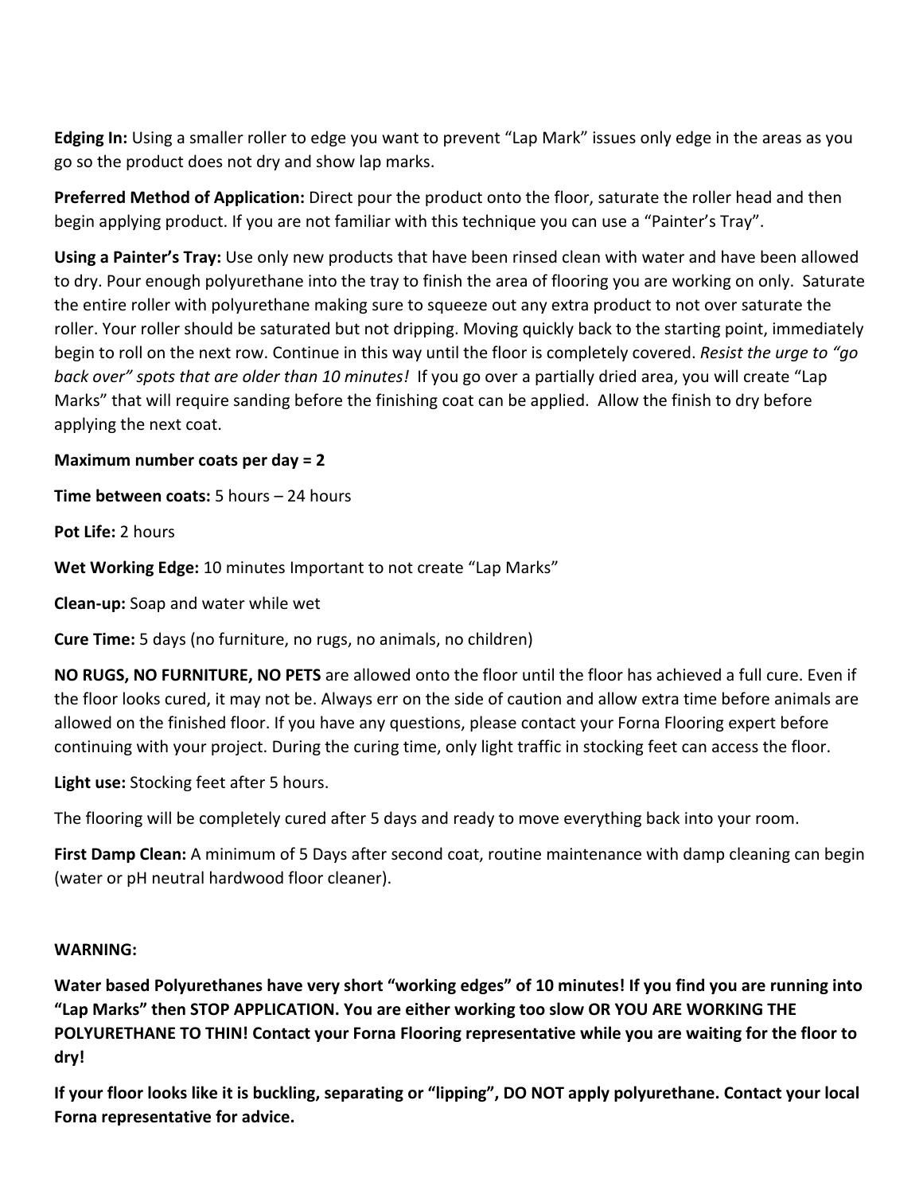**Edging In:** Using a smaller roller to edge you want to prevent "Lap Mark" issues only edge in the areas as you go so the product does not dry and show lap marks.

**Preferred Method of Application:** Direct pour the product onto the floor, saturate the roller head and then begin applying product. If you are not familiar with this technique you can use a "Painter's Tray".

**Using a Painter's Tray:** Use only new products that have been rinsed clean with water and have been allowed to dry. Pour enough polyurethane into the tray to finish the area of flooring you are working on only. Saturate the entire roller with polyurethane making sure to squeeze out any extra product to not over saturate the roller. Your roller should be saturated but not dripping. Moving quickly back to the starting point, immediately begin to roll on the next row. Continue in this way until the floor is completely covered. *Resist the urge to "go back over" spots that are older than 10 minutes!* If you go over a partially dried area, you will create "Lap Marks" that will require sanding before the finishing coat can be applied. Allow the finish to dry before applying the next coat.

**Maximum number coats per day = 2**

**Time between coats:** 5 hours – 24 hours

**Pot Life:** 2 hours

**Wet Working Edge:** 10 minutes Important to not create "Lap Marks"

**Clean-up:** Soap and water while wet

**Cure Time:** 5 days (no furniture, no rugs, no animals, no children)

**NO RUGS, NO FURNITURE, NO PETS** are allowed onto the floor until the floor has achieved a full cure. Even if the floor looks cured, it may not be. Always err on the side of caution and allow extra time before animals are allowed on the finished floor. If you have any questions, please contact your Forna Flooring expert before continuing with your project. During the curing time, only light traffic in stocking feet can access the floor.

**Light use:** Stocking feet after 5 hours.

The flooring will be completely cured after 5 days and ready to move everything back into your room.

**First Damp Clean:** A minimum of 5 Days after second coat, routine maintenance with damp cleaning can begin (water or pH neutral hardwood floor cleaner).

**WARNING:**

**Water based Polyurethanes have very short "working edges" of 10 minutes! If you find you are running into "Lap Marks" then STOP APPLICATION. You are either working too slow OR YOU ARE WORKING THE POLYURETHANE TO THIN! Contact your Forna Flooring representative while you are waiting for the floor to dry!**

**If your floor looks like it is buckling, separating or "lipping", DO NOT apply polyurethane. Contact your local Forna representative for advice.**